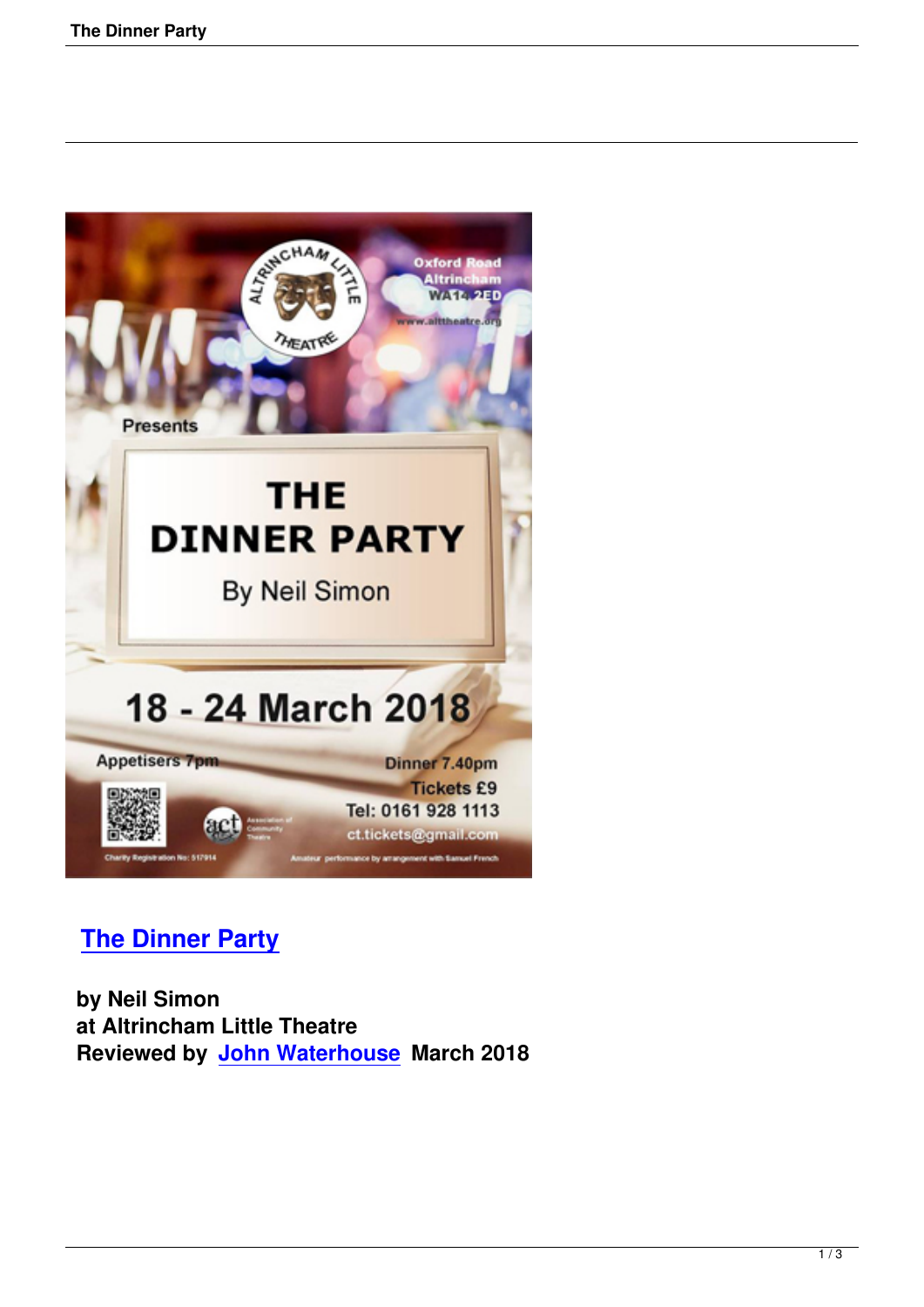## The Dinner Party

**by Neil Simon**
**at Altrincham Little Theatre**
**Reviewed by John Waterhouse March 2018**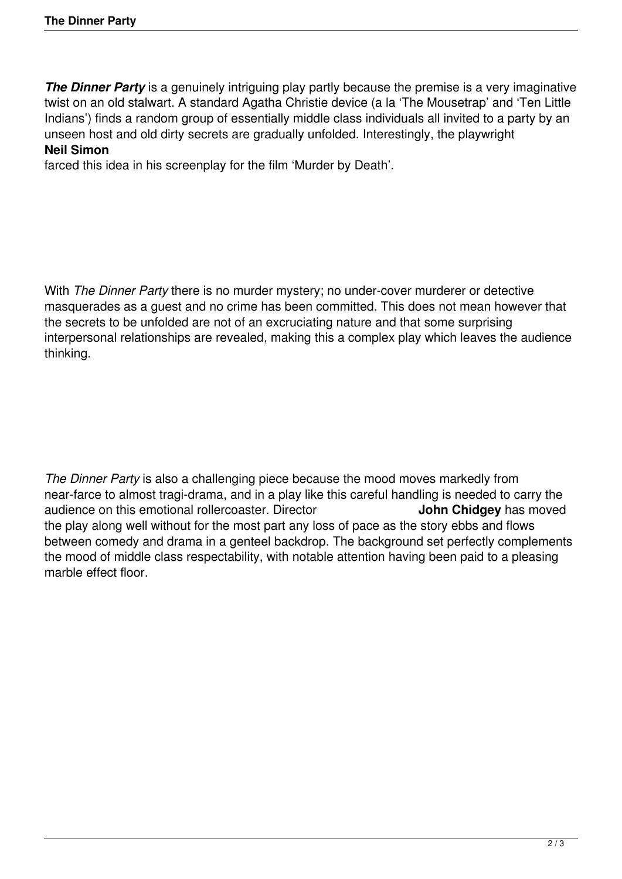***The Dinner Party*** is a genuinely intriguing play partly because the premise is a very imaginative twist on an old stalwart. A standard Agatha Christie device (a la 'The Mousetrap' and 'Ten Little Indians') finds a random group of essentially middle class individuals all invited to a party by an unseen host and old dirty secrets are gradually unfolded. Interestingly, the playwright **Neil Simon** farced this idea in his screenplay for the film 'Murder by Death'.

With *The Dinner Party* there is no murder mystery; no under-cover murderer or detective masquerades as a guest and no crime has been committed. This does not mean however that the secrets to be unfolded are not of an excruciating nature and that some surprising interpersonal relationships are revealed, making this a complex play which leaves the audience thinking.

*The Dinner Party* is also a challenging piece because the mood moves markedly from near-farce to almost tragi-drama, and in a play like this careful handling is needed to carry the audience on this emotional rollercoaster. Director **John Chidgey** has moved the play along well without for the most part any loss of pace as the story ebbs and flows between comedy and drama in a genteel backdrop. The background set perfectly complements the mood of middle class respectability, with notable attention having been paid to a pleasing marble effect floor.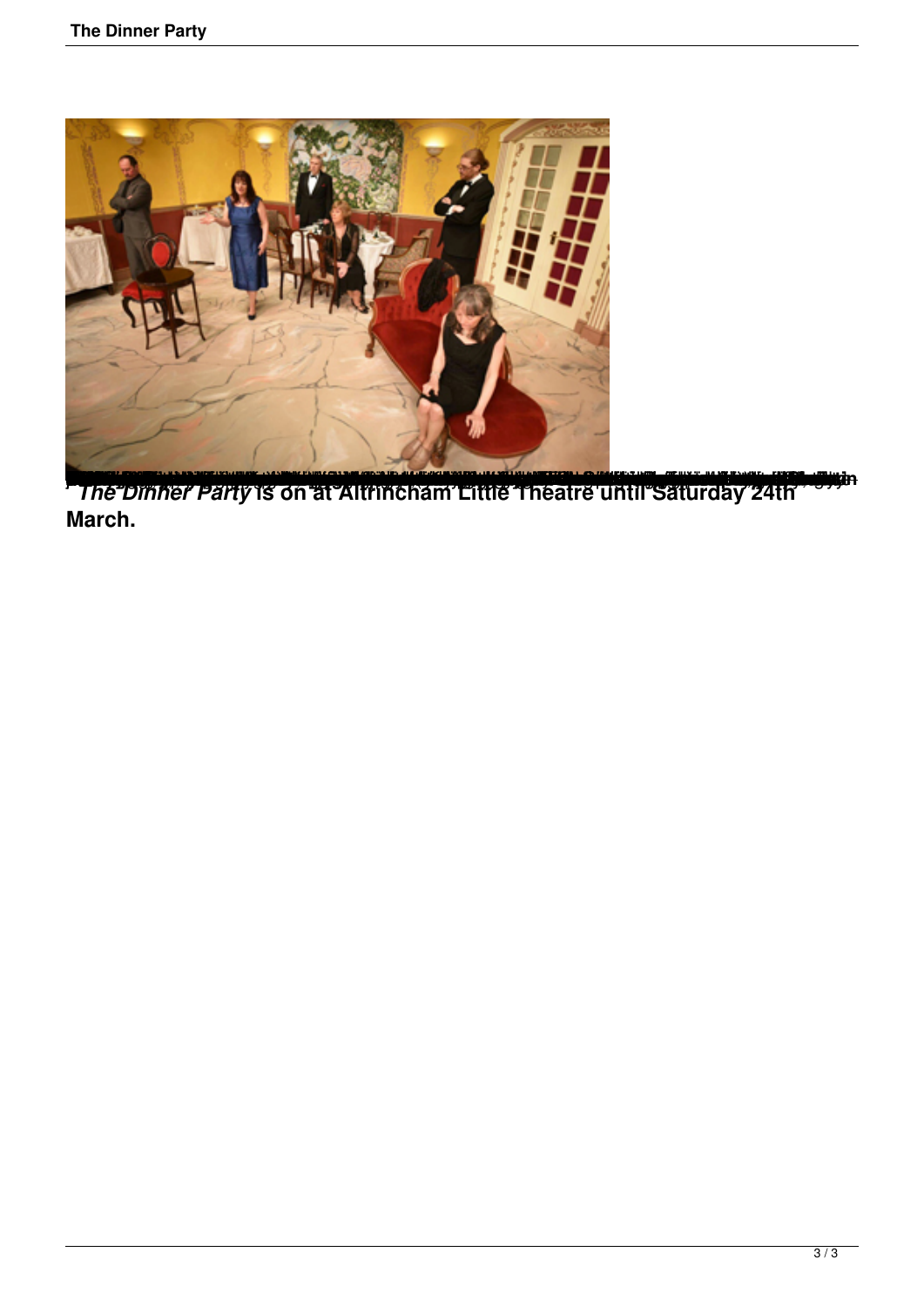*The Dinner Party* is on at Altrincham Little Theatre until Saturday 24th March.